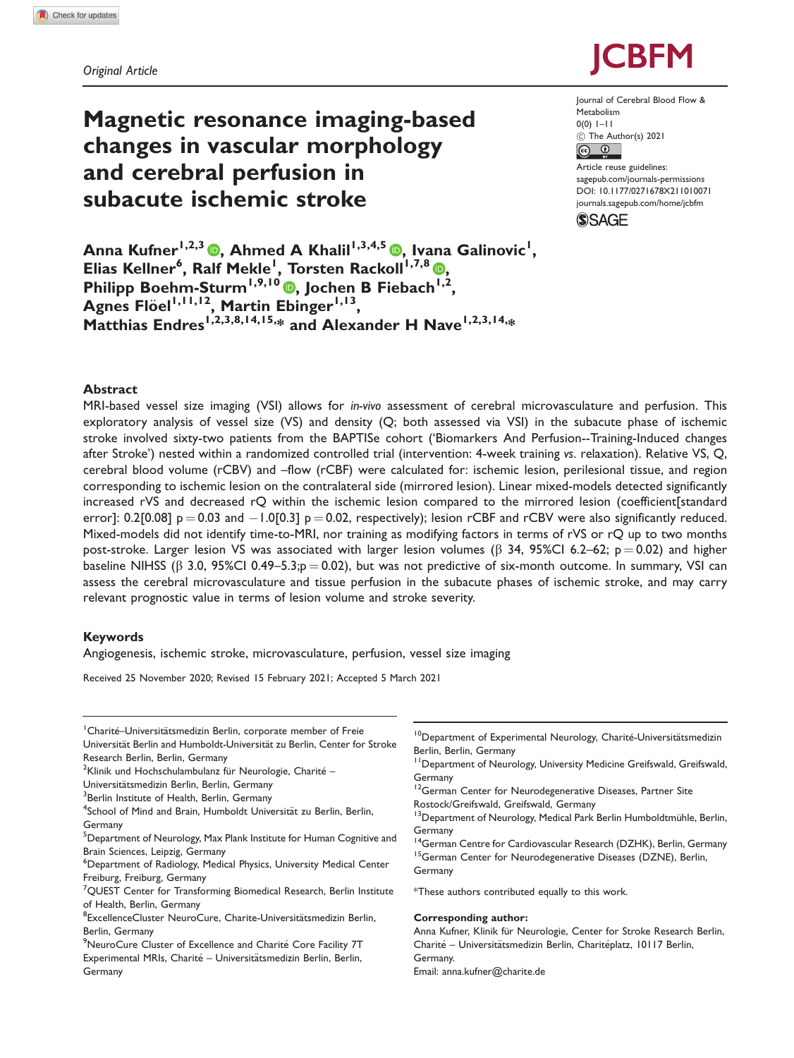Original Article

# Magnetic resonance imaging-based changes in vascular morphology and cerebral perfusion in subacute ischemic stroke

Journal of Cerebral Blood Flow & Metabolism
0(0) 1–11
© The Author(s) 2021
Article reuse guidelines: sagepub.com/journals-permissions
DOI: 10.1177/0271678X211010071
journals.sagepub.com/home/jcbfm

**Anna Kufner[1,2,3], Ahmed A Khalil[1,3,4,5], Ivana Galinovic[1], Elias Kellner[6], Ralf Mekle[1], Torsten Rackoll[1,7,8], Philipp Boehm-Sturm[1,9,10], Jochen B Fiebach[1,2], Agnes Flöel[1,11,12], Martin Ebinger[1,13], Matthias Endres[1,2,3,8,14,15,*] and Alexander H Nave[1,2,3,14,*]**

## Abstract

MRI-based vessel size imaging (VSI) allows for *in-vivo* assessment of cerebral microvasculature and perfusion. This exploratory analysis of vessel size (VS) and density (Q; both assessed via VSI) in the subacute phase of ischemic stroke involved sixty-two patients from the BAPTISe cohort ('Biomarkers And Perfusion--Training-Induced changes after Stroke') nested within a randomized controlled trial (intervention: 4-week training *vs.* relaxation). Relative VS, Q, cerebral blood volume (rCBV) and –flow (rCBF) were calculated for: ischemic lesion, perilesional tissue, and region corresponding to ischemic lesion on the contralateral side (mirrored lesion). Linear mixed-models detected significantly increased rVS and decreased rQ within the ischemic lesion compared to the mirrored lesion (coefficient[standard error]: 0.2[0.08] $p = 0.03$ and $-1.0[0.3]$ $p = 0.02$, respectively); lesion rCBF and rCBV were also significantly reduced. Mixed-models did not identify time-to-MRI, nor training as modifying factors in terms of rVS or rQ up to two months post-stroke. Larger lesion VS was associated with larger lesion volumes (β 34, 95%CI 6.2–62; $p = 0.02$) and higher baseline NIHSS (β 3.0, 95%CI 0.49–5.3;$p = 0.02$), but was not predictive of six-month outcome. In summary, VSI can assess the cerebral microvasculature and tissue perfusion in the subacute phases of ischemic stroke, and may carry relevant prognostic value in terms of lesion volume and stroke severity.

## Keywords

Angiogenesis, ischemic stroke, microvasculature, perfusion, vessel size imaging

Received 25 November 2020; Revised 15 February 2021; Accepted 5 March 2021

[1]Charité–Universitätsmedizin Berlin, corporate member of Freie Universität Berlin and Humboldt-Universität zu Berlin, Center for Stroke Research Berlin, Berlin, Germany
[2]Klinik und Hochschulambulanz für Neurologie, Charité – Universitätsmedizin Berlin, Berlin, Germany
[3]Berlin Institute of Health, Berlin, Germany
[4]School of Mind and Brain, Humboldt Universität zu Berlin, Berlin, Germany
[5]Department of Neurology, Max Plank Institute for Human Cognitive and Brain Sciences, Leipzig, Germany
[6]Department of Radiology, Medical Physics, University Medical Center Freiburg, Freiburg, Germany
[7]QUEST Center for Transforming Biomedical Research, Berlin Institute of Health, Berlin, Germany
[8]ExcellenceCluster NeuroCure, Charite-Universitätsmedizin Berlin, Berlin, Germany
[9]NeuroCure Cluster of Excellence and Charité Core Facility 7T Experimental MRIs, Charité – Universitätsmedizin Berlin, Berlin, Germany
[10]Department of Experimental Neurology, Charité-Universitätsmedizin Berlin, Berlin, Germany
[11]Department of Neurology, University Medicine Greifswald, Greifswald, Germany
[12]German Center for Neurodegenerative Diseases, Partner Site Rostock/Greifswald, Greifswald, Germany
[13]Department of Neurology, Medical Park Berlin Humboldtmühle, Berlin, Germany
[14]German Centre for Cardiovascular Research (DZHK), Berlin, Germany
[15]German Center for Neurodegenerative Diseases (DZNE), Berlin, Germany

*These authors contributed equally to this work.

**Corresponding author:**
Anna Kufner, Klinik für Neurologie, Center for Stroke Research Berlin, Charité – Universitätsmedizin Berlin, Charitéplatz, 10117 Berlin, Germany.
Email: anna.kufner@charite.de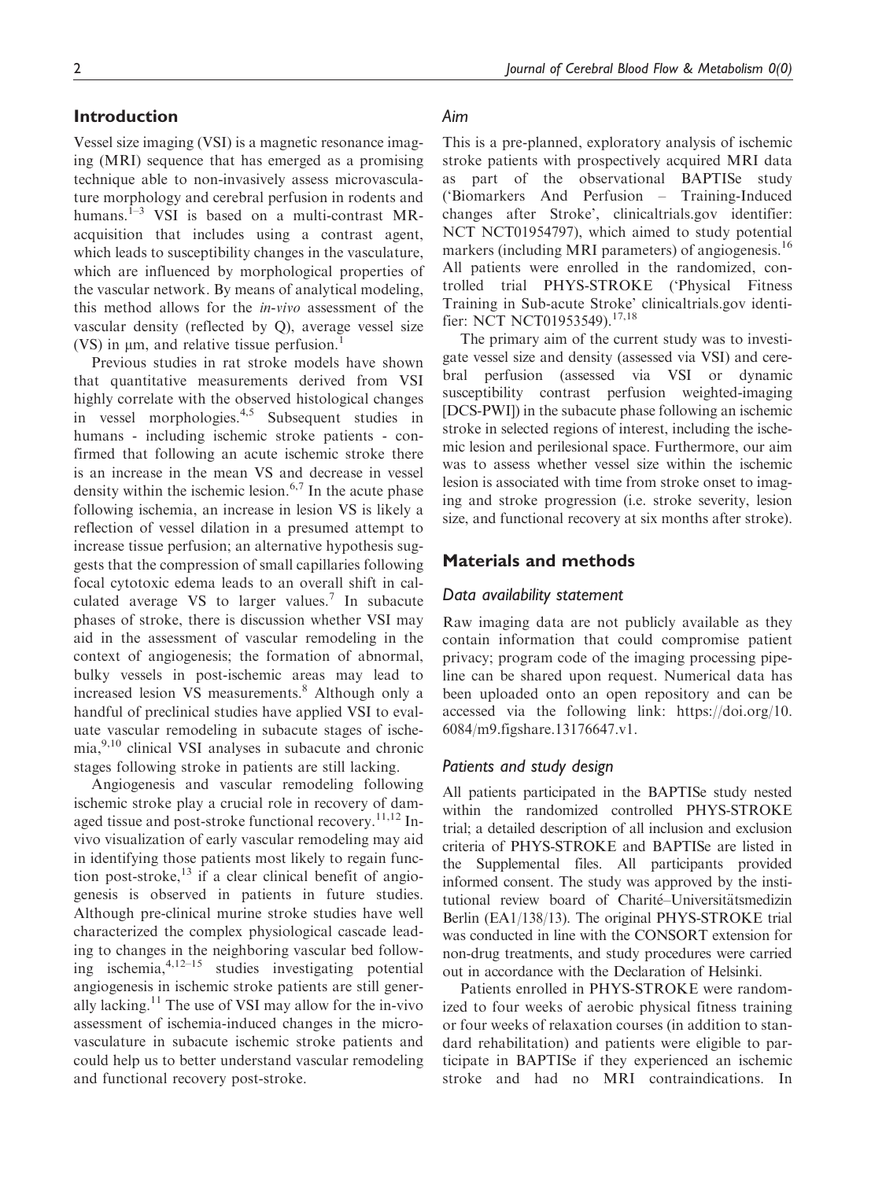## Introduction

Vessel size imaging (VSI) is a magnetic resonance imaging (MRI) sequence that has emerged as a promising technique able to non-invasively assess microvasculature morphology and cerebral perfusion in rodents and humans.[1–3] VSI is based on a multi-contrast MR-acquisition that includes using a contrast agent, which leads to susceptibility changes in the vasculature, which are influenced by morphological properties of the vascular network. By means of analytical modeling, this method allows for the *in-vivo* assessment of the vascular density (reflected by Q), average vessel size (VS) in µm, and relative tissue perfusion.[1]

Previous studies in rat stroke models have shown that quantitative measurements derived from VSI highly correlate with the observed histological changes in vessel morphologies.[4,5] Subsequent studies in humans - including ischemic stroke patients - confirmed that following an acute ischemic stroke there is an increase in the mean VS and decrease in vessel density within the ischemic lesion.[6,7] In the acute phase following ischemia, an increase in lesion VS is likely a reflection of vessel dilation in a presumed attempt to increase tissue perfusion; an alternative hypothesis suggests that the compression of small capillaries following focal cytotoxic edema leads to an overall shift in calculated average VS to larger values.[7] In subacute phases of stroke, there is discussion whether VSI may aid in the assessment of vascular remodeling in the context of angiogenesis; the formation of abnormal, bulky vessels in post-ischemic areas may lead to increased lesion VS measurements.[8] Although only a handful of preclinical studies have applied VSI to evaluate vascular remodeling in subacute stages of ischemia,[9,10] clinical VSI analyses in subacute and chronic stages following stroke in patients are still lacking.

Angiogenesis and vascular remodeling following ischemic stroke play a crucial role in recovery of damaged tissue and post-stroke functional recovery.[11,12] In-vivo visualization of early vascular remodeling may aid in identifying those patients most likely to regain function post-stroke,[13] if a clear clinical benefit of angiogenesis is observed in patients in future studies. Although pre-clinical murine stroke studies have well characterized the complex physiological cascade leading to changes in the neighboring vascular bed following ischemia,[4,12–15] studies investigating potential angiogenesis in ischemic stroke patients are still generally lacking.[11] The use of VSI may allow for the in-vivo assessment of ischemia-induced changes in the microvasculature in subacute ischemic stroke patients and could help us to better understand vascular remodeling and functional recovery post-stroke.

### Aim

This is a pre-planned, exploratory analysis of ischemic stroke patients with prospectively acquired MRI data as part of the observational BAPTISe study ('Biomarkers And Perfusion – Training-Induced changes after Stroke', clinicaltrials.gov identifier: NCT NCT01954797), which aimed to study potential markers (including MRI parameters) of angiogenesis.[16] All patients were enrolled in the randomized, controlled trial PHYS-STROKE ('Physical Fitness Training in Sub-acute Stroke' clinicaltrials.gov identifier: NCT NCT01953549).[17,18]

The primary aim of the current study was to investigate vessel size and density (assessed via VSI) and cerebral perfusion (assessed via VSI or dynamic susceptibility contrast perfusion weighted-imaging [DCS-PWI]) in the subacute phase following an ischemic stroke in selected regions of interest, including the ischemic lesion and perilesional space. Furthermore, our aim was to assess whether vessel size within the ischemic lesion is associated with time from stroke onset to imaging and stroke progression (i.e. stroke severity, lesion size, and functional recovery at six months after stroke).

## Materials and methods

### Data availability statement

Raw imaging data are not publicly available as they contain information that could compromise patient privacy; program code of the imaging processing pipeline can be shared upon request. Numerical data has been uploaded onto an open repository and can be accessed via the following link: https://doi.org/10.6084/m9.figshare.13176647.v1.

### Patients and study design

All patients participated in the BAPTISe study nested within the randomized controlled PHYS-STROKE trial; a detailed description of all inclusion and exclusion criteria of PHYS-STROKE and BAPTISe are listed in the Supplemental files. All participants provided informed consent. The study was approved by the institutional review board of Charité–Universitätsmedizin Berlin (EA1/138/13). The original PHYS-STROKE trial was conducted in line with the CONSORT extension for non-drug treatments, and study procedures were carried out in accordance with the Declaration of Helsinki.

Patients enrolled in PHYS-STROKE were randomized to four weeks of aerobic physical fitness training or four weeks of relaxation courses (in addition to standard rehabilitation) and patients were eligible to participate in BAPTISe if they experienced an ischemic stroke and had no MRI contraindications. In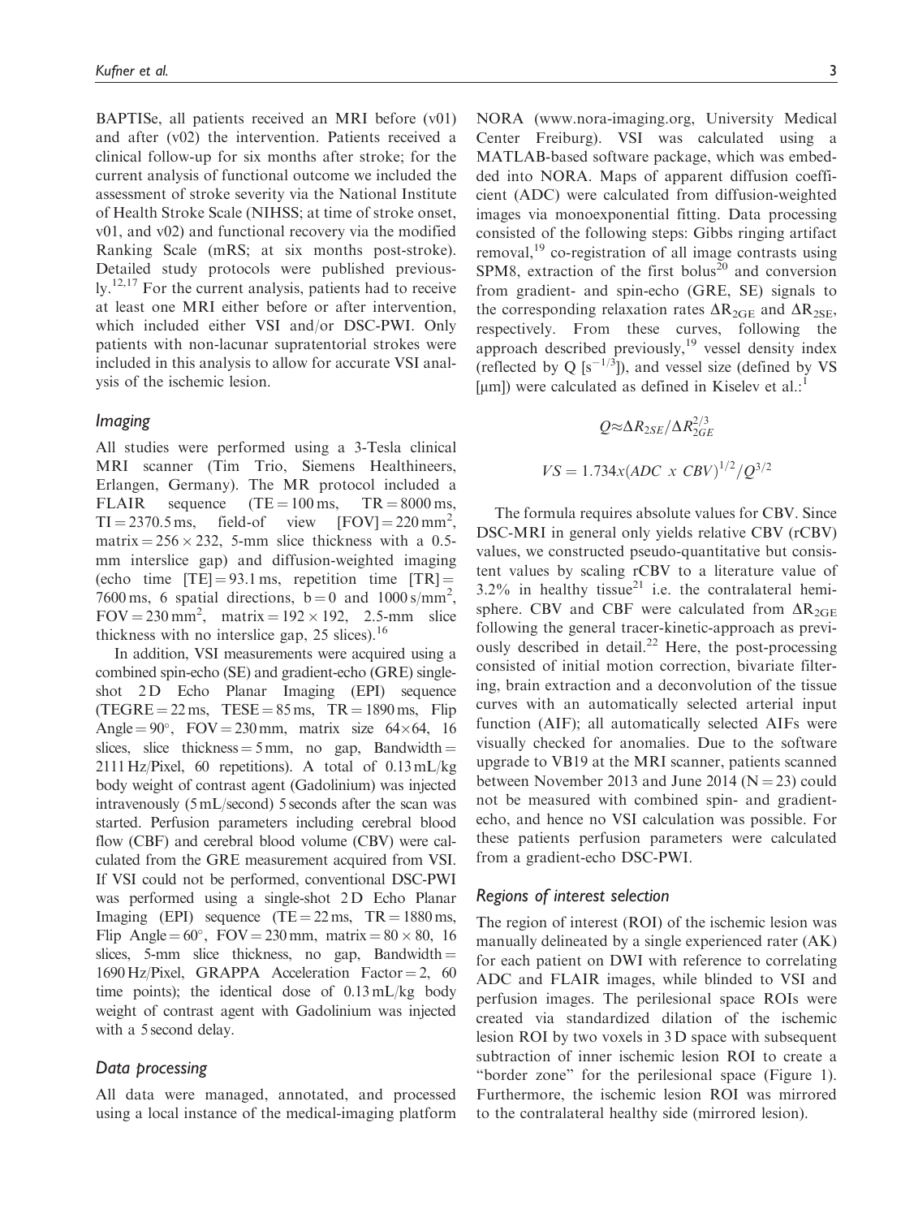BAPTISe, all patients received an MRI before (v01) and after (v02) the intervention. Patients received a clinical follow-up for six months after stroke; for the current analysis of functional outcome we included the assessment of stroke severity via the National Institute of Health Stroke Scale (NIHSS; at time of stroke onset, v01, and v02) and functional recovery via the modified Ranking Scale (mRS; at six months post-stroke). Detailed study protocols were published previously.[12,17] For the current analysis, patients had to receive at least one MRI either before or after intervention, which included either VSI and/or DSC-PWI. Only patients with non-lacunar supratentorial strokes were included in this analysis to allow for accurate VSI analysis of the ischemic lesion.

### *Imaging*

All studies were performed using a 3-Tesla clinical MRI scanner (Tim Trio, Siemens Healthineers, Erlangen, Germany). The MR protocol included a FLAIR sequence (TE = 100 ms, TR = 8000 ms, TI = 2370.5 ms, field-of view [FOV] = 220 mm$^2$, matrix = 256 × 232, 5-mm slice thickness with a 0.5-mm interslice gap) and diffusion-weighted imaging (echo time [TE] = 93.1 ms, repetition time [TR] = 7600 ms, 6 spatial directions, b = 0 and 1000 s/mm$^2$, FOV = 230 mm$^2$, matrix = 192 × 192, 2.5-mm slice thickness with no interslice gap, 25 slices).[16]

In addition, VSI measurements were acquired using a combined spin-echo (SE) and gradient-echo (GRE) single-shot 2D Echo Planar Imaging (EPI) sequence (TEGRE = 22 ms, TESE = 85 ms, TR = 1890 ms, Flip Angle = 90°, FOV = 230 mm, matrix size 64×64, 16 slices, slice thickness = 5 mm, no gap, Bandwidth = 2111 Hz/Pixel, 60 repetitions). A total of 0.13 mL/kg body weight of contrast agent (Gadolinium) was injected intravenously (5 mL/second) 5 seconds after the scan was started. Perfusion parameters including cerebral blood flow (CBF) and cerebral blood volume (CBV) were calculated from the GRE measurement acquired from VSI. If VSI could not be performed, conventional DSC-PWI was performed using a single-shot 2D Echo Planar Imaging (EPI) sequence (TE = 22 ms, TR = 1880 ms, Flip Angle = 60°, FOV = 230 mm, matrix = 80 × 80, 16 slices, 5-mm slice thickness, no gap, Bandwidth = 1690 Hz/Pixel, GRAPPA Acceleration Factor = 2, 60 time points); the identical dose of 0.13 mL/kg body weight of contrast agent with Gadolinium was injected with a 5 second delay.

### *Data processing*

All data were managed, annotated, and processed using a local instance of the medical-imaging platform NORA (www.nora-imaging.org, University Medical Center Freiburg). VSI was calculated using a MATLAB-based software package, which was embedded into NORA. Maps of apparent diffusion coefficient (ADC) were calculated from diffusion-weighted images via monoexponential fitting. Data processing consisted of the following steps: Gibbs ringing artifact removal,[19] co-registration of all image contrasts using SPM8, extraction of the first bolus[20] and conversion from gradient- and spin-echo (GRE, SE) signals to the corresponding relaxation rates $\Delta R_{2GE}$ and $\Delta R_{2SE}$, respectively. From these curves, following the approach described previously,[19] vessel density index (reflected by Q [$s^{-1/3}$]), and vessel size (defined by VS [μm]) were calculated as defined in Kiselev et al.:[1]

$$Q \approx \Delta R_{2SE} / \Delta R_{2GE}^{2/3}$$

$$VS = 1.734x(ADC\ x\ CBV)^{1/2} / Q^{3/2}$$

The formula requires absolute values for CBV. Since DSC-MRI in general only yields relative CBV (rCBV) values, we constructed pseudo-quantitative but consistent values by scaling rCBV to a literature value of 3.2% in healthy tissue[21] i.e. the contralateral hemisphere. CBV and CBF were calculated from $\Delta R_{2GE}$ following the general tracer-kinetic-approach as previously described in detail.[22] Here, the post-processing consisted of initial motion correction, bivariate filtering, brain extraction and a deconvolution of the tissue curves with an automatically selected arterial input function (AIF); all automatically selected AIFs were visually checked for anomalies. Due to the software upgrade to VB19 at the MRI scanner, patients scanned between November 2013 and June 2014 (N = 23) could not be measured with combined spin- and gradient-echo, and hence no VSI calculation was possible. For these patients perfusion parameters were calculated from a gradient-echo DSC-PWI.

### *Regions of interest selection*

The region of interest (ROI) of the ischemic lesion was manually delineated by a single experienced rater (AK) for each patient on DWI with reference to correlating ADC and FLAIR images, while blinded to VSI and perfusion images. The perilesional space ROIs were created via standardized dilation of the ischemic lesion ROI by two voxels in 3D space with subsequent subtraction of inner ischemic lesion ROI to create a "border zone" for the perilesional space (Figure 1). Furthermore, the ischemic lesion ROI was mirrored to the contralateral healthy side (mirrored lesion).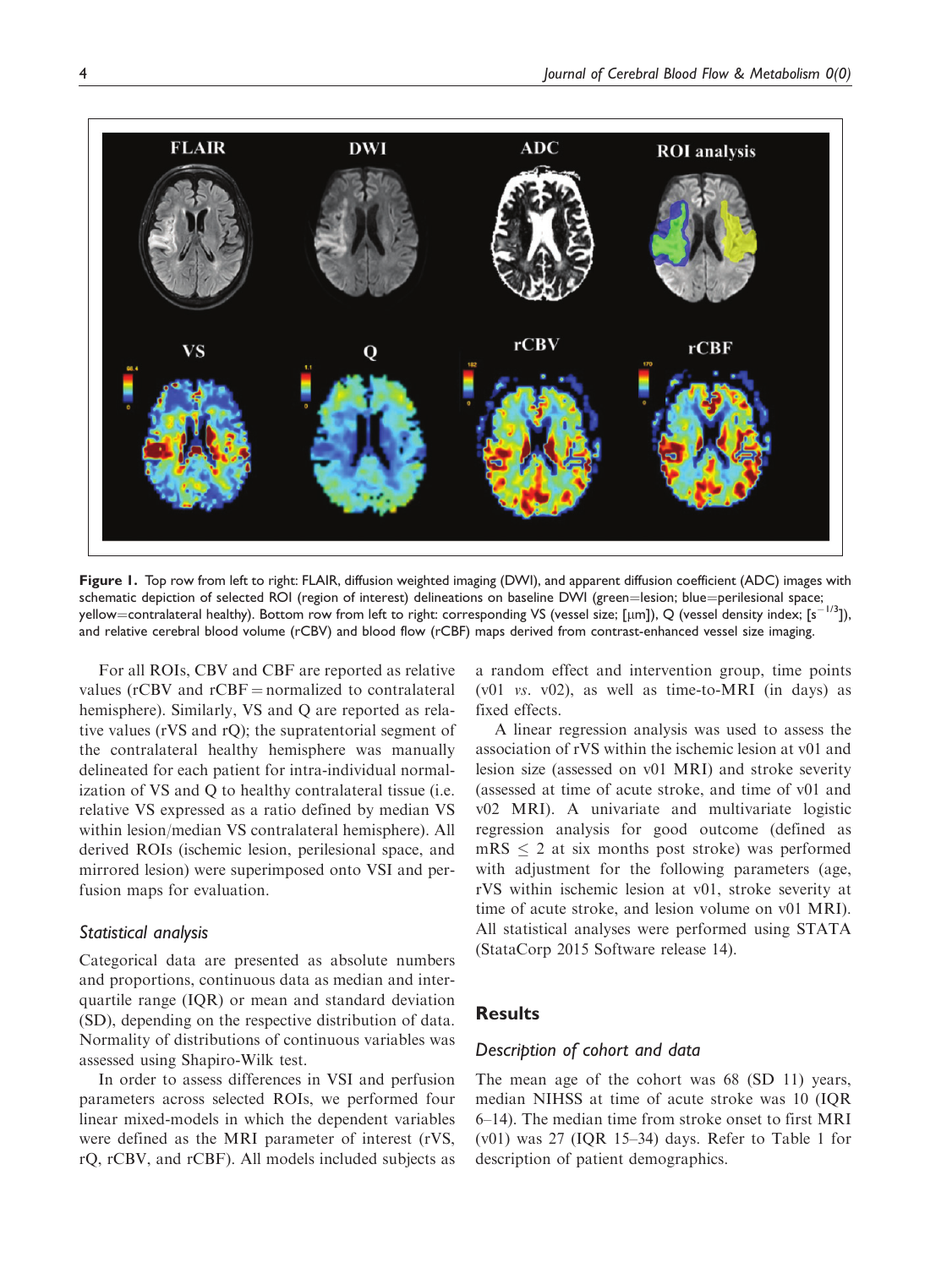Figure 1. Top row from left to right: FLAIR, diffusion weighted imaging (DWI), and apparent diffusion coefficient (ADC) images with schematic depiction of selected ROI (region of interest) delineations on baseline DWI (green=lesion; blue=perilesional space; yellow=contralateral healthy). Bottom row from left to right: corresponding VS (vessel size; [µm]), Q (vessel density index; [$s^{-1/3}$]), and relative cerebral blood volume (rCBV) and blood flow (rCBF) maps derived from contrast-enhanced vessel size imaging.

For all ROIs, CBV and CBF are reported as relative values (rCBV and rCBF = normalized to contralateral hemisphere). Similarly, VS and Q are reported as relative values (rVS and rQ); the supratentorial segment of the contralateral healthy hemisphere was manually delineated for each patient for intra-individual normalization of VS and Q to healthy contralateral tissue (i.e. relative VS expressed as a ratio defined by median VS within lesion/median VS contralateral hemisphere). All derived ROIs (ischemic lesion, perilesional space, and mirrored lesion) were superimposed onto VSI and perfusion maps for evaluation.

### Statistical analysis

Categorical data are presented as absolute numbers and proportions, continuous data as median and interquartile range (IQR) or mean and standard deviation (SD), depending on the respective distribution of data. Normality of distributions of continuous variables was assessed using Shapiro-Wilk test.

In order to assess differences in VSI and perfusion parameters across selected ROIs, we performed four linear mixed-models in which the dependent variables were defined as the MRI parameter of interest (rVS, rQ, rCBV, and rCBF). All models included subjects as a random effect and intervention group, time points (v01 *vs*. v02), as well as time-to-MRI (in days) as fixed effects.

A linear regression analysis was used to assess the association of rVS within the ischemic lesion at v01 and lesion size (assessed on v01 MRI) and stroke severity (assessed at time of acute stroke, and time of v01 and v02 MRI). A univariate and multivariate logistic regression analysis for good outcome (defined as mRS $\leq$ 2 at six months post stroke) was performed with adjustment for the following parameters (age, rVS within ischemic lesion at v01, stroke severity at time of acute stroke, and lesion volume on v01 MRI). All statistical analyses were performed using STATA (StataCorp 2015 Software release 14).

## Results

### Description of cohort and data

The mean age of the cohort was 68 (SD 11) years, median NIHSS at time of acute stroke was 10 (IQR 6–14). The median time from stroke onset to first MRI (v01) was 27 (IQR 15–34) days. Refer to Table 1 for description of patient demographics.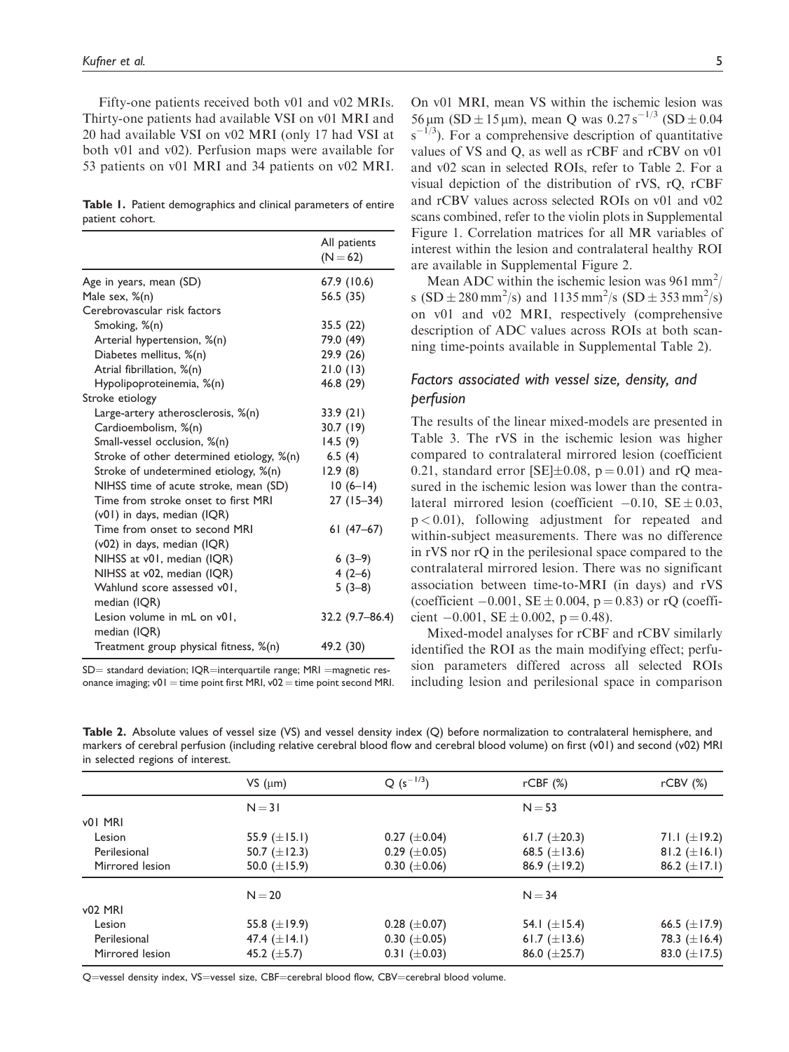Fifty-one patients received both v01 and v02 MRIs. Thirty-one patients had available VSI on v01 MRI and 20 had available VSI on v02 MRI (only 17 had VSI at both v01 and v02). Perfusion maps were available for 53 patients on v01 MRI and 34 patients on v02 MRI.

**Table 1.** Patient demographics and clinical parameters of entire patient cohort.

| | All patients (N = 62) |
|---|---|
| Age in years, mean (SD) | 67.9 (10.6) |
| Male sex, %(n) | 56.5 (35) |
| Cerebrovascular risk factors | |
| Smoking, %(n) | 35.5 (22) |
| Arterial hypertension, %(n) | 79.0 (49) |
| Diabetes mellitus, %(n) | 29.9 (26) |
| Atrial fibrillation, %(n) | 21.0 (13) |
| Hypolipoproteinemia, %(n) | 46.8 (29) |
| Stroke etiology | |
| Large-artery atherosclerosis, %(n) | 33.9 (21) |
| Cardioembolism, %(n) | 30.7 (19) |
| Small-vessel occlusion, %(n) | 14.5 (9) |
| Stroke of other determined etiology, %(n) | 6.5 (4) |
| Stroke of undetermined etiology, %(n) | 12.9 (8) |
| NIHSS time of acute stroke, mean (SD) | 10 (6–14) |
| Time from stroke onset to first MRI (v01) in days, median (IQR) | 27 (15–34) |
| Time from onset to second MRI (v02) in days, median (IQR) | 61 (47–67) |
| NIHSS at v01, median (IQR) | 6 (3–9) |
| NIHSS at v02, median (IQR) | 4 (2–6) |
| Wahlund score assessed v01, median (IQR) | 5 (3–8) |
| Lesion volume in mL on v01, median (IQR) | 32.2 (9.7–86.4) |
| Treatment group physical fitness, %(n) | 49.2 (30) |

SD = standard deviation; IQR = interquartile range; MRI = magnetic resonance imaging; v01 = time point first MRI, v02 = time point second MRI.

On v01 MRI, mean VS within the ischemic lesion was 56 μm (SD ± 15 μm), mean Q was $0.27\,s^{-1/3}$ (SD ± 0.04 $s^{-1/3}$). For a comprehensive description of quantitative values of VS and Q, as well as rCBF and rCBV on v01 and v02 scan in selected ROIs, refer to Table 2. For a visual depiction of the distribution of rVS, rQ, rCBF and rCBV values across selected ROIs on v01 and v02 scans combined, refer to the violin plots in Supplemental Figure 1. Correlation matrices for all MR variables of interest within the lesion and contralateral healthy ROI are available in Supplemental Figure 2.

Mean ADC within the ischemic lesion was 961 $mm^2$/s (SD ± 280 $mm^2$/s) and 1135 $mm^2$/s (SD ± 353 $mm^2$/s) on v01 and v02 MRI, respectively (comprehensive description of ADC values across ROIs at both scanning time-points available in Supplemental Table 2).

### *Factors associated with vessel size, density, and perfusion*

The results of the linear mixed-models are presented in Table 3. The rVS in the ischemic lesion was higher compared to contralateral mirrored lesion (coefficient 0.21, standard error [SE]±0.08, $p = 0.01$) and rQ measured in the ischemic lesion was lower than the contralateral mirrored lesion (coefficient −0.10, SE ± 0.03, $p < 0.01$), following adjustment for repeated and within-subject measurements. There was no difference in rVS nor rQ in the perilesional space compared to the contralateral mirrored lesion. There was no significant association between time-to-MRI (in days) and rVS (coefficient −0.001, SE ± 0.004, $p = 0.83$) or rQ (coefficient −0.001, SE ± 0.002, $p = 0.48$).

Mixed-model analyses for rCBF and rCBV similarly identified the ROI as the main modifying effect; perfusion parameters differed across all selected ROIs including lesion and perilesional space in comparison

**Table 2.** Absolute values of vessel size (VS) and vessel density index (Q) before normalization to contralateral hemisphere, and markers of cerebral perfusion (including relative cerebral blood flow and cerebral blood volume) on first (v01) and second (v02) MRI in selected regions of interest.

| | VS (μm) | Q ($s^{-1/3}$) | rCBF (%) | rCBV (%) |
|---|---|---|---|---|
| | N = 31 | | N = 53 | |
| v01 MRI | | | | |
| Lesion | 55.9 (±15.1) | 0.27 (±0.04) | 61.7 (±20.3) | 71.1 (±19.2) |
| Perilesional | 50.7 (±12.3) | 0.29 (±0.05) | 68.5 (±13.6) | 81.2 (±16.1) |
| Mirrored lesion | 50.0 (±15.9) | 0.30 (±0.06) | 86.9 (±19.2) | 86.2 (±17.1) |
| | N = 20 | | N = 34 | |
| v02 MRI | | | | |
| Lesion | 55.8 (±19.9) | 0.28 (±0.07) | 54.1 (±15.4) | 66.5 (±17.9) |
| Perilesional | 47.4 (±14.1) | 0.30 (±0.05) | 61.7 (±13.6) | 78.3 (±16.4) |
| Mirrored lesion | 45.2 (±5.7) | 0.31 (±0.03) | 86.0 (±25.7) | 83.0 (±17.5) |

Q = vessel density index, VS = vessel size, CBF = cerebral blood flow, CBV = cerebral blood volume.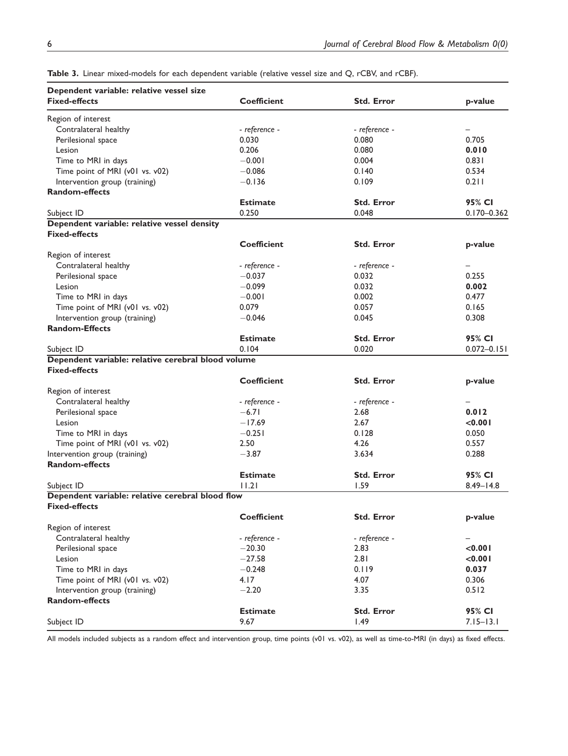**Table 3.** Linear mixed-models for each dependent variable (relative vessel size and Q, rCBV, and rCBF).

| **Dependent variable: relative vessel size** | | | |
|---|---|---|---|
| **Fixed-effects** | **Coefficient** | **Std. Error** | **p-value** |
| Region of interest | | | |
| Contralateral healthy | *- reference -* | *- reference -* | – |
| Perilesional space | 0.030 | 0.080 | 0.705 |
| Lesion | 0.206 | 0.080 | **0.010** |
| Time to MRI in days | −0.001 | 0.004 | 0.831 |
| Time point of MRI (v01 vs. v02) | −0.086 | 0.140 | 0.534 |
| Intervention group (training) | −0.136 | 0.109 | 0.211 |
| **Random-effects** | | | |
| | **Estimate** | **Std. Error** | **95% CI** |
| Subject ID | 0.250 | 0.048 | 0.170–0.362 |
| **Dependent variable: relative vessel density** | | | |
| **Fixed-effects** | | | |
| | **Coefficient** | **Std. Error** | **p-value** |
| Region of interest | | | |
| Contralateral healthy | *- reference -* | *- reference -* | – |
| Perilesional space | −0.037 | 0.032 | 0.255 |
| Lesion | −0.099 | 0.032 | **0.002** |
| Time to MRI in days | −0.001 | 0.002 | 0.477 |
| Time point of MRI (v01 vs. v02) | 0.079 | 0.057 | 0.165 |
| Intervention group (training) | −0.046 | 0.045 | 0.308 |
| **Random-Effects** | | | |
| | **Estimate** | **Std. Error** | **95% CI** |
| Subject ID | 0.104 | 0.020 | 0.072–0.151 |
| **Dependent variable: relative cerebral blood volume** | | | |
| **Fixed-effects** | | | |
| | **Coefficient** | **Std. Error** | **p-value** |
| Region of interest | | | |
| Contralateral healthy | *- reference -* | *- reference -* | – |
| Perilesional space | −6.71 | 2.68 | **0.012** |
| Lesion | −17.69 | 2.67 | **<0.001** |
| Time to MRI in days | −0.251 | 0.128 | 0.050 |
| Time point of MRI (v01 vs. v02) | 2.50 | 4.26 | 0.557 |
| Intervention group (training) | −3.87 | 3.634 | 0.288 |
| **Random-effects** | | | |
| | **Estimate** | **Std. Error** | **95% CI** |
| Subject ID | 11.21 | 1.59 | 8.49–14.8 |
| **Dependent variable: relative cerebral blood flow** | | | |
| **Fixed-effects** | | | |
| | **Coefficient** | **Std. Error** | **p-value** |
| Region of interest | | | |
| Contralateral healthy | *- reference -* | *- reference -* | – |
| Perilesional space | −20.30 | 2.83 | **<0.001** |
| Lesion | −27.58 | 2.81 | **<0.001** |
| Time to MRI in days | −0.248 | 0.119 | **0.037** |
| Time point of MRI (v01 vs. v02) | 4.17 | 4.07 | 0.306 |
| Intervention group (training) | −2.20 | 3.35 | 0.512 |
| **Random-effects** | | | |
| | **Estimate** | **Std. Error** | **95% CI** |
| Subject ID | 9.67 | 1.49 | 7.15–13.1 |

All models included subjects as a random effect and intervention group, time points (v01 vs. v02), as well as time-to-MRI (in days) as fixed effects.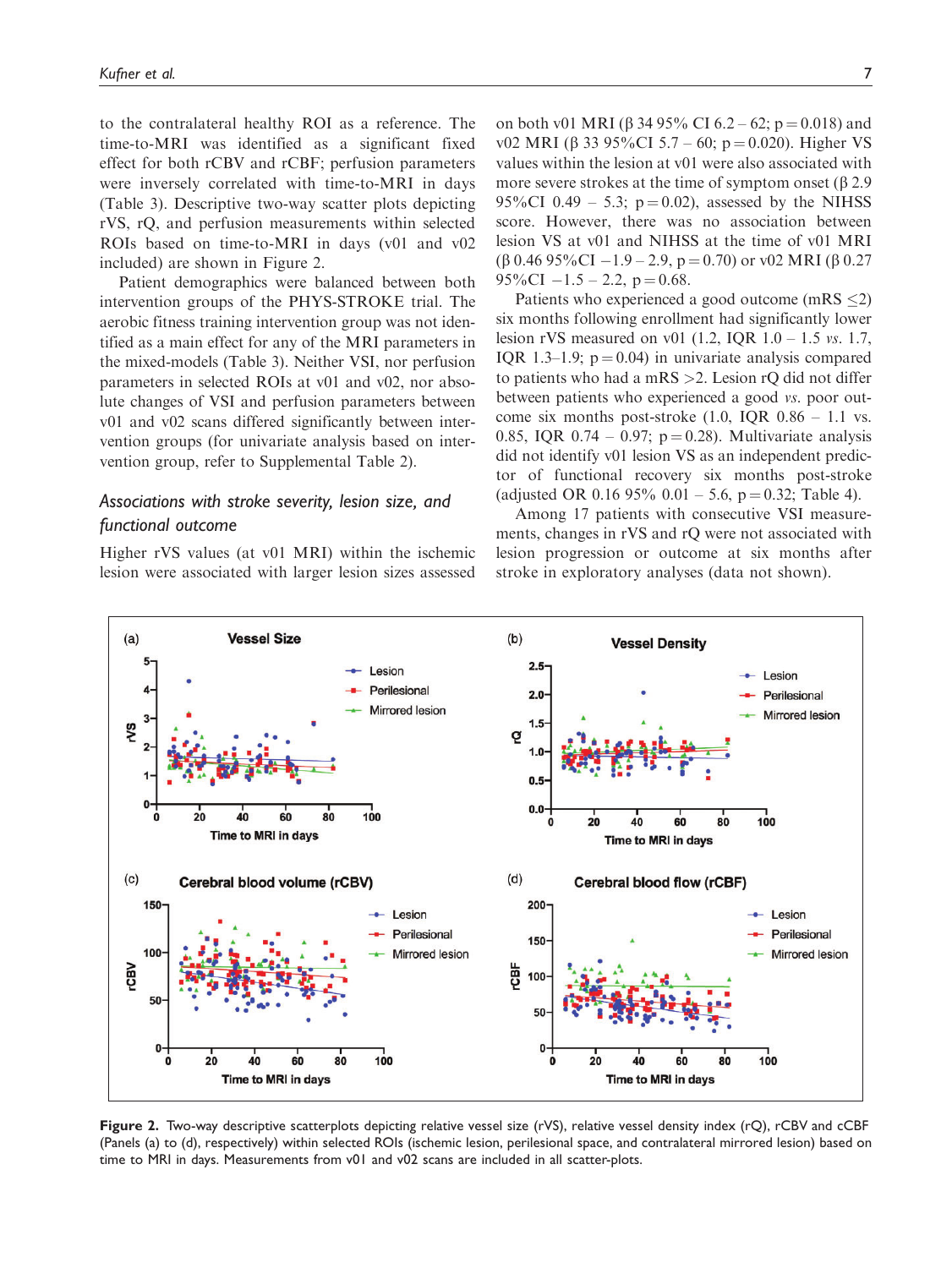to the contralateral healthy ROI as a reference. The time-to-MRI was identified as a significant fixed effect for both rCBV and rCBF; perfusion parameters were inversely correlated with time-to-MRI in days (Table 3). Descriptive two-way scatter plots depicting rVS, rQ, and perfusion measurements within selected ROIs based on time-to-MRI in days (v01 and v02 included) are shown in Figure 2.

Patient demographics were balanced between both intervention groups of the PHYS-STROKE trial. The aerobic fitness training intervention group was not identified as a main effect for any of the MRI parameters in the mixed-models (Table 3). Neither VSI, nor perfusion parameters in selected ROIs at v01 and v02, nor absolute changes of VSI and perfusion parameters between v01 and v02 scans differed significantly between intervention groups (for univariate analysis based on intervention group, refer to Supplemental Table 2).

### *Associations with stroke severity, lesion size, and functional outcome*

Higher rVS values (at v01 MRI) within the ischemic lesion were associated with larger lesion sizes assessed on both v01 MRI (β 34 95% CI 6.2 – 62; p = 0.018) and v02 MRI (β 33 95%CI 5.7 – 60; p = 0.020). Higher VS values within the lesion at v01 were also associated with more severe strokes at the time of symptom onset (β 2.9 95%CI 0.49 – 5.3; p = 0.02), assessed by the NIHSS score. However, there was no association between lesion VS at v01 and NIHSS at the time of v01 MRI (β 0.46 95%CI −1.9 – 2.9, p = 0.70) or v02 MRI (β 0.27 95%CI −1.5 – 2.2, p = 0.68.

Patients who experienced a good outcome (mRS ≤2) six months following enrollment had significantly lower lesion rVS measured on v01 (1.2, IQR 1.0 – 1.5 *vs.* 1.7, IQR 1.3–1.9; p = 0.04) in univariate analysis compared to patients who had a mRS >2. Lesion rQ did not differ between patients who experienced a good *vs.* poor outcome six months post-stroke (1.0, IQR 0.86 – 1.1 vs. 0.85, IQR 0.74 – 0.97; p = 0.28). Multivariate analysis did not identify v01 lesion VS as an independent predictor of functional recovery six months post-stroke (adjusted OR 0.16 95% 0.01 – 5.6, p = 0.32; Table 4).

Among 17 patients with consecutive VSI measurements, changes in rVS and rQ were not associated with lesion progression or outcome at six months after stroke in exploratory analyses (data not shown).

**Figure 2.** Two-way descriptive scatterplots depicting relative vessel size (rVS), relative vessel density index (rQ), rCBV and cCBF (Panels (a) to (d), respectively) within selected ROIs (ischemic lesion, perilesional space, and contralateral mirrored lesion) based on time to MRI in days. Measurements from v01 and v02 scans are included in all scatter-plots.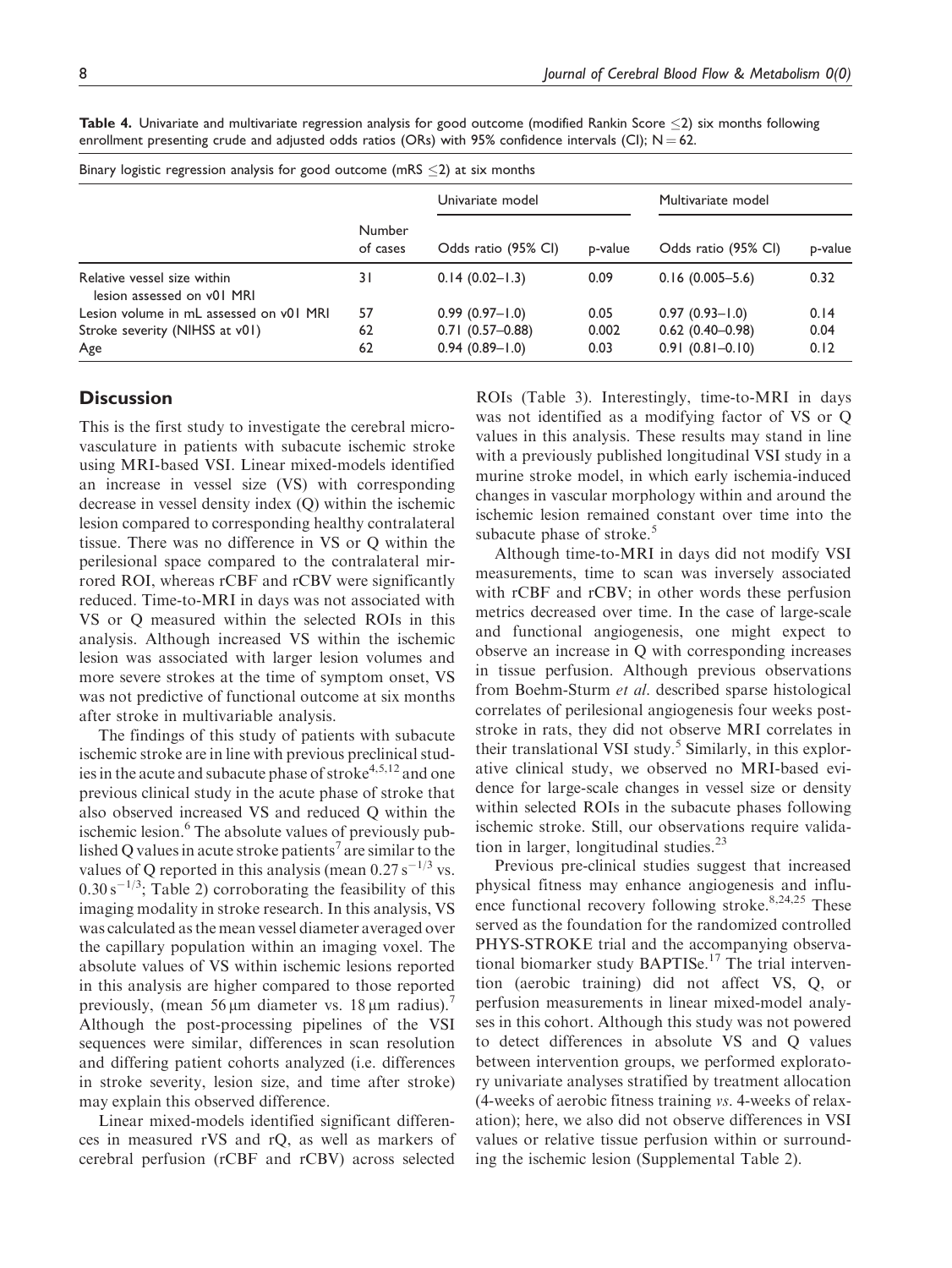**Table 4.** Univariate and multivariate regression analysis for good outcome (modified Rankin Score ≤2) six months following enrollment presenting crude and adjusted odds ratios (ORs) with 95% confidence intervals (CI); N = 62.

| Binary logistic regression analysis for good outcome (mRS ≤2) at six months | | | | | |
|---|---|---|---|---|---|
| | | Univariate model | | Multivariate model | |
| | Number of cases | Odds ratio (95% CI) | p-value | Odds ratio (95% CI) | p-value |
| Relative vessel size within lesion assessed on v01 MRI | 31 | 0.14 (0.02–1.3) | 0.09 | 0.16 (0.005–5.6) | 0.32 |
| Lesion volume in mL assessed on v01 MRI | 57 | 0.99 (0.97–1.0) | 0.05 | 0.97 (0.93–1.0) | 0.14 |
| Stroke severity (NIHSS at v01) | 62 | 0.71 (0.57–0.88) | 0.002 | 0.62 (0.40–0.98) | 0.04 |
| Age | 62 | 0.94 (0.89–1.0) | 0.03 | 0.91 (0.81–0.10) | 0.12 |

## Discussion

This is the first study to investigate the cerebral microvasculature in patients with subacute ischemic stroke using MRI-based VSI. Linear mixed-models identified an increase in vessel size (VS) with corresponding decrease in vessel density index (Q) within the ischemic lesion compared to corresponding healthy contralateral tissue. There was no difference in VS or Q within the perilesional space compared to the contralateral mirrored ROI, whereas rCBF and rCBV were significantly reduced. Time-to-MRI in days was not associated with VS or Q measured within the selected ROIs in this analysis. Although increased VS within the ischemic lesion was associated with larger lesion volumes and more severe strokes at the time of symptom onset, VS was not predictive of functional outcome at six months after stroke in multivariable analysis.

The findings of this study of patients with subacute ischemic stroke are in line with previous preclinical studies in the acute and subacute phase of stroke[4,5,12] and one previous clinical study in the acute phase of stroke that also observed increased VS and reduced Q within the ischemic lesion.[6] The absolute values of previously published Q values in acute stroke patients[7] are similar to the values of Q reported in this analysis (mean $0.27\,s^{-1/3}$ vs. $0.30\,s^{-1/3}$; Table 2) corroborating the feasibility of this imaging modality in stroke research. In this analysis, VS was calculated as the mean vessel diameter averaged over the capillary population within an imaging voxel. The absolute values of VS within ischemic lesions reported in this analysis are higher compared to those reported previously, (mean 56 µm diameter vs. 18 µm radius).[7] Although the post-processing pipelines of the VSI sequences were similar, differences in scan resolution and differing patient cohorts analyzed (i.e. differences in stroke severity, lesion size, and time after stroke) may explain this observed difference.

Linear mixed-models identified significant differences in measured rVS and rQ, as well as markers of cerebral perfusion (rCBF and rCBV) across selected ROIs (Table 3). Interestingly, time-to-MRI in days was not identified as a modifying factor of VS or Q values in this analysis. These results may stand in line with a previously published longitudinal VSI study in a murine stroke model, in which early ischemia-induced changes in vascular morphology within and around the ischemic lesion remained constant over time into the subacute phase of stroke.[5]

Although time-to-MRI in days did not modify VSI measurements, time to scan was inversely associated with rCBF and rCBV; in other words these perfusion metrics decreased over time. In the case of large-scale and functional angiogenesis, one might expect to observe an increase in Q with corresponding increases in tissue perfusion. Although previous observations from Boehm-Sturm *et al.* described sparse histological correlates of perilesional angiogenesis four weeks post-stroke in rats, they did not observe MRI correlates in their translational VSI study.[5] Similarly, in this explorative clinical study, we observed no MRI-based evidence for large-scale changes in vessel size or density within selected ROIs in the subacute phases following ischemic stroke. Still, our observations require validation in larger, longitudinal studies.[23]

Previous pre-clinical studies suggest that increased physical fitness may enhance angiogenesis and influence functional recovery following stroke.[8,24,25] These served as the foundation for the randomized controlled PHYS-STROKE trial and the accompanying observational biomarker study BAPTISe.[17] The trial intervention (aerobic training) did not affect VS, Q, or perfusion measurements in linear mixed-model analyses in this cohort. Although this study was not powered to detect differences in absolute VS and Q values between intervention groups, we performed exploratory univariate analyses stratified by treatment allocation (4-weeks of aerobic fitness training *vs*. 4-weeks of relaxation); here, we also did not observe differences in VSI values or relative tissue perfusion within or surrounding the ischemic lesion (Supplemental Table 2).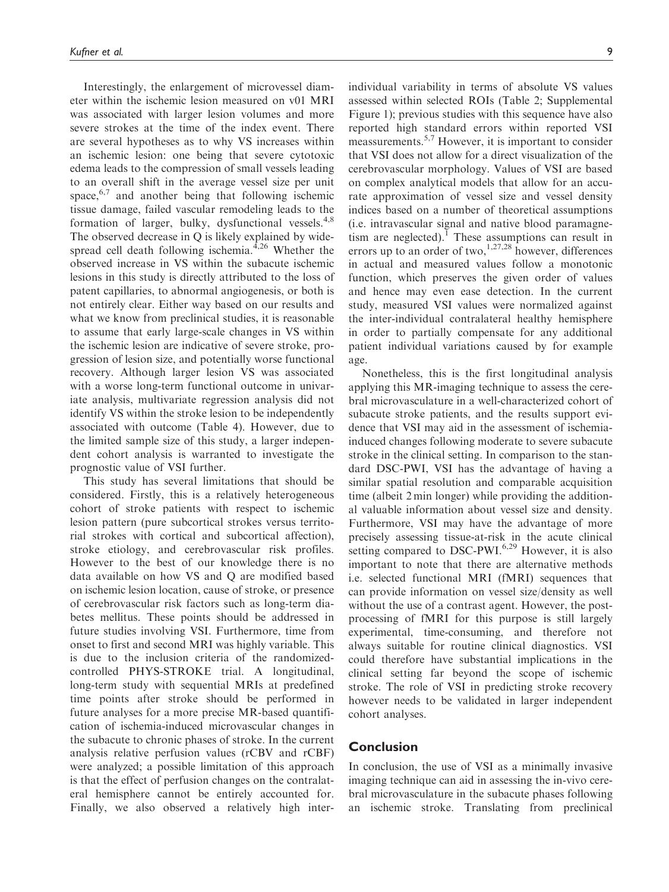Interestingly, the enlargement of microvessel diameter within the ischemic lesion measured on v01 MRI was associated with larger lesion volumes and more severe strokes at the time of the index event. There are several hypotheses as to why VS increases within an ischemic lesion: one being that severe cytotoxic edema leads to the compression of small vessels leading to an overall shift in the average vessel size per unit space,[6,7] and another being that following ischemic tissue damage, failed vascular remodeling leads to the formation of larger, bulky, dysfunctional vessels.[4,8] The observed decrease in Q is likely explained by widespread cell death following ischemia.[4,26] Whether the observed increase in VS within the subacute ischemic lesions in this study is directly attributed to the loss of patent capillaries, to abnormal angiogenesis, or both is not entirely clear. Either way based on our results and what we know from preclinical studies, it is reasonable to assume that early large-scale changes in VS within the ischemic lesion are indicative of severe stroke, progression of lesion size, and potentially worse functional recovery. Although larger lesion VS was associated with a worse long-term functional outcome in univariate analysis, multivariate regression analysis did not identify VS within the stroke lesion to be independently associated with outcome (Table 4). However, due to the limited sample size of this study, a larger independent cohort analysis is warranted to investigate the prognostic value of VSI further.

This study has several limitations that should be considered. Firstly, this is a relatively heterogeneous cohort of stroke patients with respect to ischemic lesion pattern (pure subcortical strokes versus territorial strokes with cortical and subcortical affection), stroke etiology, and cerebrovascular risk profiles. However to the best of our knowledge there is no data available on how VS and Q are modified based on ischemic lesion location, cause of stroke, or presence of cerebrovascular risk factors such as long-term diabetes mellitus. These points should be addressed in future studies involving VSI. Furthermore, time from onset to first and second MRI was highly variable. This is due to the inclusion criteria of the randomized-controlled PHYS-STROKE trial. A longitudinal, long-term study with sequential MRIs at predefined time points after stroke should be performed in future analyses for a more precise MR-based quantification of ischemia-induced microvascular changes in the subacute to chronic phases of stroke. In the current analysis relative perfusion values (rCBV and rCBF) were analyzed; a possible limitation of this approach is that the effect of perfusion changes on the contralateral hemisphere cannot be entirely accounted for. Finally, we also observed a relatively high inter-individual variability in terms of absolute VS values assessed within selected ROIs (Table 2; Supplemental Figure 1); previous studies with this sequence have also reported high standard errors within reported VSI meassurements.[5,7] However, it is important to consider that VSI does not allow for a direct visualization of the cerebrovascular morphology. Values of VSI are based on complex analytical models that allow for an accurate approximation of vessel size and vessel density indices based on a number of theoretical assumptions (i.e. intravascular signal and native blood paramagnetism are neglected).[1] These assumptions can result in errors up to an order of two,[1,27,28] however, differences in actual and measured values follow a monotonic function, which preserves the given order of values and hence may even ease detection. In the current study, measured VSI values were normalized against the inter-individual contralateral healthy hemisphere in order to partially compensate for any additional patient individual variations caused by for example age.

Nonetheless, this is the first longitudinal analysis applying this MR-imaging technique to assess the cerebral microvasculature in a well-characterized cohort of subacute stroke patients, and the results support evidence that VSI may aid in the assessment of ischemia-induced changes following moderate to severe subacute stroke in the clinical setting. In comparison to the standard DSC-PWI, VSI has the advantage of having a similar spatial resolution and comparable acquisition time (albeit 2 min longer) while providing the additional valuable information about vessel size and density. Furthermore, VSI may have the advantage of more precisely assessing tissue-at-risk in the acute clinical setting compared to DSC-PWI.[6,29] However, it is also important to note that there are alternative methods i.e. selected functional MRI (fMRI) sequences that can provide information on vessel size/density as well without the use of a contrast agent. However, the post-processing of fMRI for this purpose is still largely experimental, time-consuming, and therefore not always suitable for routine clinical diagnostics. VSI could therefore have substantial implications in the clinical setting far beyond the scope of ischemic stroke. The role of VSI in predicting stroke recovery however needs to be validated in larger independent cohort analyses.

## Conclusion

In conclusion, the use of VSI as a minimally invasive imaging technique can aid in assessing the in-vivo cerebral microvasculature in the subacute phases following an ischemic stroke. Translating from preclinical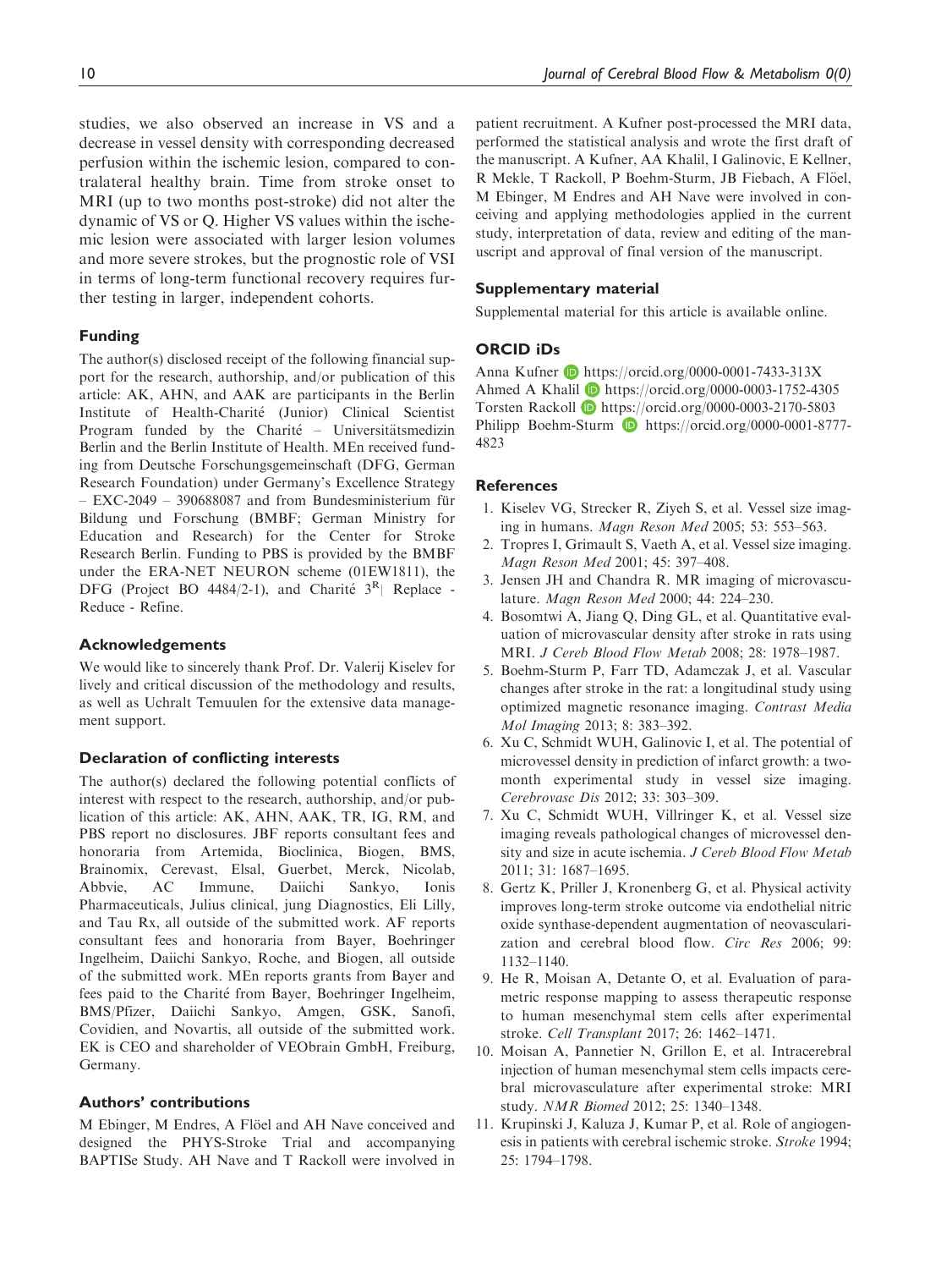studies, we also observed an increase in VS and a decrease in vessel density with corresponding decreased perfusion within the ischemic lesion, compared to contralateral healthy brain. Time from stroke onset to MRI (up to two months post-stroke) did not alter the dynamic of VS or Q. Higher VS values within the ischemic lesion were associated with larger lesion volumes and more severe strokes, but the prognostic role of VSI in terms of long-term functional recovery requires further testing in larger, independent cohorts.

### Funding

The author(s) disclosed receipt of the following financial support for the research, authorship, and/or publication of this article: AK, AHN, and AAK are participants in the Berlin Institute of Health-Charité (Junior) Clinical Scientist Program funded by the Charité – Universitätsmedizin Berlin and the Berlin Institute of Health. MEn received funding from Deutsche Forschungsgemeinschaft (DFG, German Research Foundation) under Germany's Excellence Strategy – EXC-2049 – 390688087 and from Bundesministerium für Bildung und Forschung (BMBF; German Ministry for Education and Research) for the Center for Stroke Research Berlin. Funding to PBS is provided by the BMBF under the ERA-NET NEURON scheme (01EW1811), the DFG (Project BO 4484/2-1), and Charité $3^{R}$| Replace - Reduce - Refine.

### Acknowledgements

We would like to sincerely thank Prof. Dr. Valerij Kiselev for lively and critical discussion of the methodology and results, as well as Uchralt Temuulen for the extensive data management support.

### Declaration of conflicting interests

The author(s) declared the following potential conflicts of interest with respect to the research, authorship, and/or publication of this article: AK, AHN, AAK, TR, IG, RM, and PBS report no disclosures. JBF reports consultant fees and honoraria from Artemida, Bioclinica, Biogen, BMS, Brainomix, Cerevast, Elsal, Guerbet, Merck, Nicolab, Abbvie, AC Immune, Daiichi Sankyo, Ionis Pharmaceuticals, Julius clinical, jung Diagnostics, Eli Lilly, and Tau Rx, all outside of the submitted work. AF reports consultant fees and honoraria from Bayer, Boehringer Ingelheim, Daiichi Sankyo, Roche, and Biogen, all outside of the submitted work. MEn reports grants from Bayer and fees paid to the Charité from Bayer, Boehringer Ingelheim, BMS/Pfizer, Daiichi Sankyo, Amgen, GSK, Sanofi, Covidien, and Novartis, all outside of the submitted work. EK is CEO and shareholder of VEObrain GmbH, Freiburg, Germany.

### Authors' contributions

M Ebinger, M Endres, A Flöel and AH Nave conceived and designed the PHYS-Stroke Trial and accompanying BAPTISe Study. AH Nave and T Rackoll were involved in patient recruitment. A Kufner post-processed the MRI data, performed the statistical analysis and wrote the first draft of the manuscript. A Kufner, AA Khalil, I Galinovic, E Kellner, R Mekle, T Rackoll, P Boehm-Sturm, JB Fiebach, A Flöel, M Ebinger, M Endres and AH Nave were involved in conceiving and applying methodologies applied in the current study, interpretation of data, review and editing of the manuscript and approval of final version of the manuscript.

### Supplementary material

Supplemental material for this article is available online.

### ORCID iDs

Anna Kufner https://orcid.org/0000-0001-7433-313X
Ahmed A Khalil https://orcid.org/0000-0003-1752-4305
Torsten Rackoll https://orcid.org/0000-0003-2170-5803
Philipp Boehm-Sturm https://orcid.org/0000-0001-8777-4823

### References

1. Kiselev VG, Strecker R, Ziyeh S, et al. Vessel size imaging in humans. *Magn Reson Med* 2005; 53: 553–563.
2. Tropres I, Grimault S, Vaeth A, et al. Vessel size imaging. *Magn Reson Med* 2001; 45: 397–408.
3. Jensen JH and Chandra R. MR imaging of microvasculature. *Magn Reson Med* 2000; 44: 224–230.
4. Bosomtwi A, Jiang Q, Ding GL, et al. Quantitative evaluation of microvascular density after stroke in rats using MRI. *J Cereb Blood Flow Metab* 2008; 28: 1978–1987.
5. Boehm-Sturm P, Farr TD, Adamczak J, et al. Vascular changes after stroke in the rat: a longitudinal study using optimized magnetic resonance imaging. *Contrast Media Mol Imaging* 2013; 8: 383–392.
6. Xu C, Schmidt WUH, Galinovic I, et al. The potential of microvessel density in prediction of infarct growth: a two-month experimental study in vessel size imaging. *Cerebrovasc Dis* 2012; 33: 303–309.
7. Xu C, Schmidt WUH, Villringer K, et al. Vessel size imaging reveals pathological changes of microvessel density and size in acute ischemia. *J Cereb Blood Flow Metab* 2011; 31: 1687–1695.
8. Gertz K, Priller J, Kronenberg G, et al. Physical activity improves long-term stroke outcome via endothelial nitric oxide synthase-dependent augmentation of neovascularization and cerebral blood flow. *Circ Res* 2006; 99: 1132–1140.
9. He R, Moisan A, Detante O, et al. Evaluation of parametric response mapping to assess therapeutic response to human mesenchymal stem cells after experimental stroke. *Cell Transplant* 2017; 26: 1462–1471.
10. Moisan A, Pannetier N, Grillon E, et al. Intracerebral injection of human mesenchymal stem cells impacts cerebral microvasculature after experimental stroke: MRI study. *NMR Biomed* 2012; 25: 1340–1348.
11. Krupinski J, Kaluza J, Kumar P, et al. Role of angiogenesis in patients with cerebral ischemic stroke. *Stroke* 1994; 25: 1794–1798.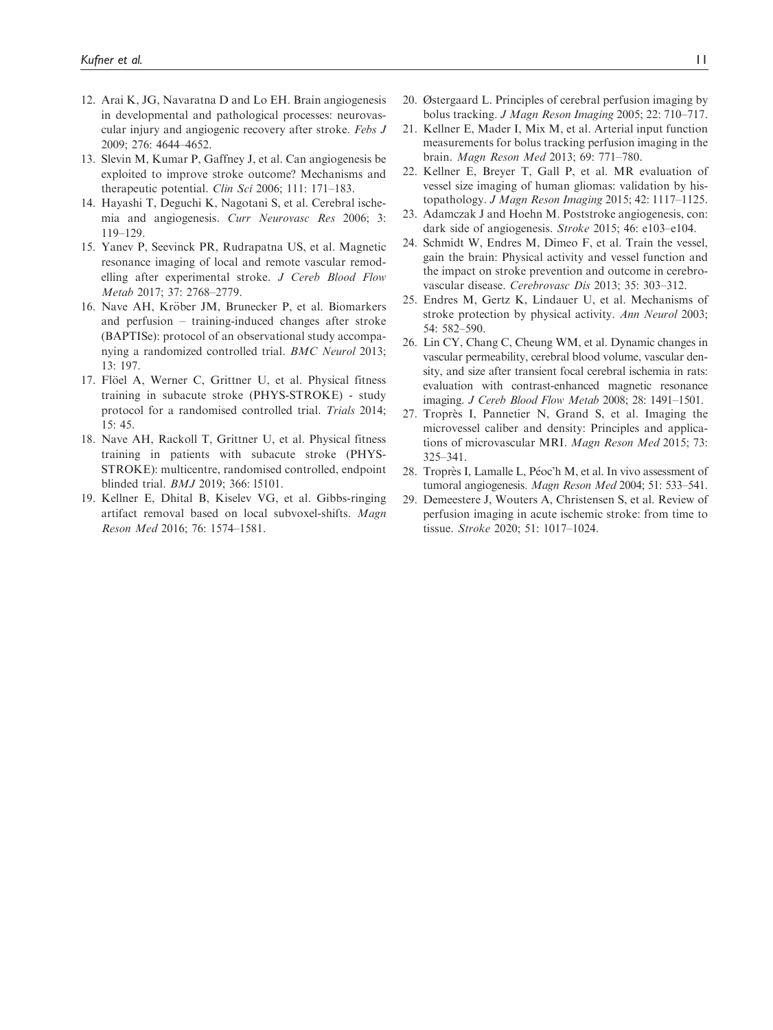12. Arai K, JG, Navaratna D and Lo EH. Brain angiogenesis in developmental and pathological processes: neurovascular injury and angiogenic recovery after stroke. *Febs J* 2009; 276: 4644–4652.
13. Slevin M, Kumar P, Gaffney J, et al. Can angiogenesis be exploited to improve stroke outcome? Mechanisms and therapeutic potential. *Clin Sci* 2006; 111: 171–183.
14. Hayashi T, Deguchi K, Nagotani S, et al. Cerebral ischemia and angiogenesis. *Curr Neurovasc Res* 2006; 3: 119–129.
15. Yanev P, Seevinck PR, Rudrapatna US, et al. Magnetic resonance imaging of local and remote vascular remodelling after experimental stroke. *J Cereb Blood Flow Metab* 2017; 37: 2768–2779.
16. Nave AH, Kröber JM, Brunecker P, et al. Biomarkers and perfusion – training-induced changes after stroke (BAPTISe): protocol of an observational study accompanying a randomized controlled trial. *BMC Neurol* 2013; 13: 197.
17. Flöel A, Werner C, Grittner U, et al. Physical fitness training in subacute stroke (PHYS-STROKE) - study protocol for a randomised controlled trial. *Trials* 2014; 15: 45.
18. Nave AH, Rackoll T, Grittner U, et al. Physical fitness training in patients with subacute stroke (PHYS-STROKE): multicentre, randomised controlled, endpoint blinded trial. *BMJ* 2019; 366: l5101.
19. Kellner E, Dhital B, Kiselev VG, et al. Gibbs-ringing artifact removal based on local subvoxel-shifts. *Magn Reson Med* 2016; 76: 1574–1581.
20. Østergaard L. Principles of cerebral perfusion imaging by bolus tracking. *J Magn Reson Imaging* 2005; 22: 710–717.
21. Kellner E, Mader I, Mix M, et al. Arterial input function measurements for bolus tracking perfusion imaging in the brain. *Magn Reson Med* 2013; 69: 771–780.
22. Kellner E, Breyer T, Gall P, et al. MR evaluation of vessel size imaging of human gliomas: validation by histopathology. *J Magn Reson Imaging* 2015; 42: 1117–1125.
23. Adamczak J and Hoehn M. Poststroke angiogenesis, con: dark side of angiogenesis. *Stroke* 2015; 46: e103–e104.
24. Schmidt W, Endres M, Dimeo F, et al. Train the vessel, gain the brain: Physical activity and vessel function and the impact on stroke prevention and outcome in cerebrovascular disease. *Cerebrovasc Dis* 2013; 35: 303–312.
25. Endres M, Gertz K, Lindauer U, et al. Mechanisms of stroke protection by physical activity. *Ann Neurol* 2003; 54: 582–590.
26. Lin CY, Chang C, Cheung WM, et al. Dynamic changes in vascular permeability, cerebral blood volume, vascular density, and size after transient focal cerebral ischemia in rats: evaluation with contrast-enhanced magnetic resonance imaging. *J Cereb Blood Flow Metab* 2008; 28: 1491–1501.
27. Troprès I, Pannetier N, Grand S, et al. Imaging the microvessel caliber and density: Principles and applications of microvascular MRI. *Magn Reson Med* 2015; 73: 325–341.
28. Troprès I, Lamalle L, Péoc'h M, et al. In vivo assessment of tumoral angiogenesis. *Magn Reson Med* 2004; 51: 533–541.
29. Demeestere J, Wouters A, Christensen S, et al. Review of perfusion imaging in acute ischemic stroke: from time to tissue. *Stroke* 2020; 51: 1017–1024.